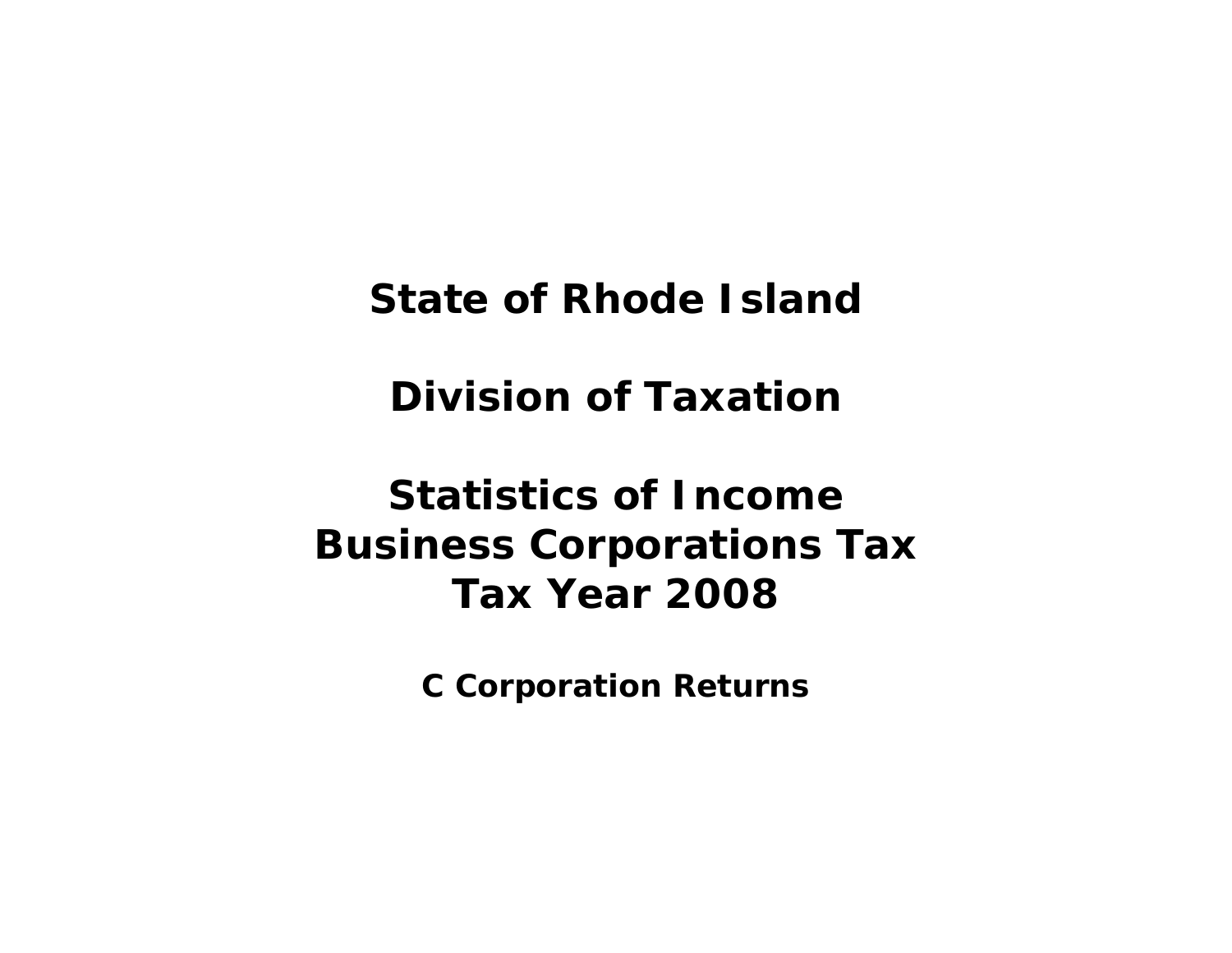# State of Rhode Island

# Division of Taxation

# Statistics of Income
# Business Corporations Tax
# Tax Year 2008

## C Corporation Returns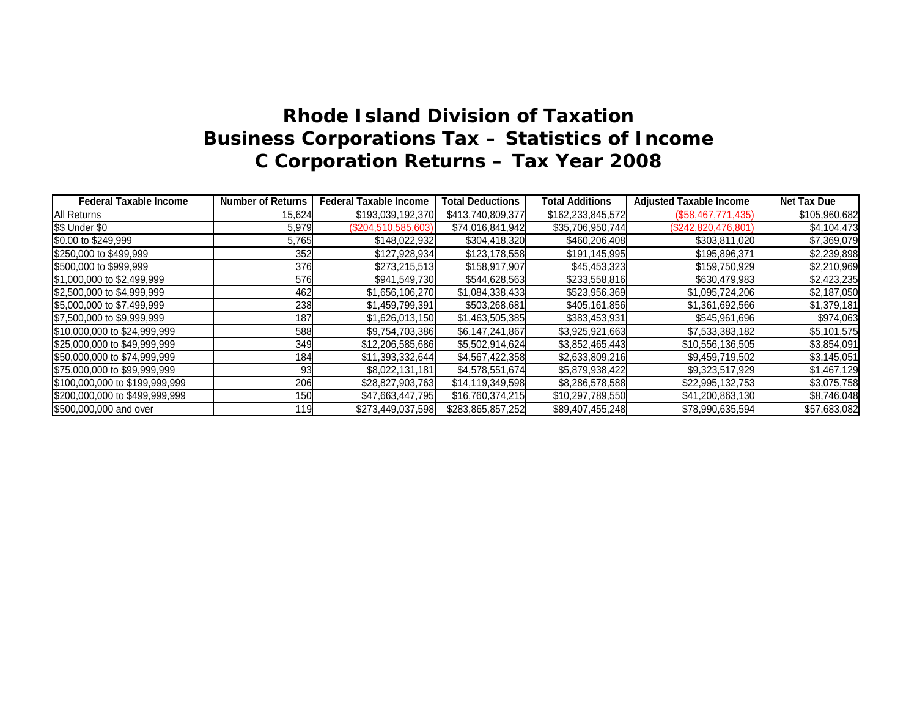# Rhode Island Division of Taxation
# Business Corporations Tax – Statistics of Income
# C Corporation Returns – Tax Year 2008

| Federal Taxable Income | Number of Returns | Federal Taxable Income | Total Deductions | Total Additions | Adjusted Taxable Income | Net Tax Due |
|---|---|---|---|---|---|---|
| All Returns | 15,624 | $193,039,192,370 | $413,740,809,377 | $162,233,845,572 | ($58,467,771,435) | $105,960,682 |
| $$ Under $0 | 5,979 | ($204,510,585,603) | $74,016,841,942 | $35,706,950,744 | ($242,820,476,801) | $4,104,473 |
| $0.00 to $249,999 | 5,765 | $148,022,932 | $304,418,320 | $460,206,408 | $303,811,020 | $7,369,079 |
| $250,000 to $499,999 | 352 | $127,928,934 | $123,178,558 | $191,145,995 | $195,896,371 | $2,239,898 |
| $500,000 to $999,999 | 376 | $273,215,513 | $158,917,907 | $45,453,323 | $159,750,929 | $2,210,969 |
| $1,000,000 to $2,499,999 | 576 | $941,549,730 | $544,628,563 | $233,558,816 | $630,479,983 | $2,423,235 |
| $2,500,000 to $4,999,999 | 462 | $1,656,106,270 | $1,084,338,433 | $523,956,369 | $1,095,724,206 | $2,187,050 |
| $5,000,000 to $7,499,999 | 238 | $1,459,799,391 | $503,268,681 | $405,161,856 | $1,361,692,566 | $1,379,181 |
| $7,500,000 to $9,999,999 | 187 | $1,626,013,150 | $1,463,505,385 | $383,453,931 | $545,961,696 | $974,063 |
| $10,000,000 to $24,999,999 | 588 | $9,754,703,386 | $6,147,241,867 | $3,925,921,663 | $7,533,383,182 | $5,101,575 |
| $25,000,000 to $49,999,999 | 349 | $12,206,585,686 | $5,502,914,624 | $3,852,465,443 | $10,556,136,505 | $3,854,091 |
| $50,000,000 to $74,999,999 | 184 | $11,393,332,644 | $4,567,422,358 | $2,633,809,216 | $9,459,719,502 | $3,145,051 |
| $75,000,000 to $99,999,999 | 93 | $8,022,131,181 | $4,578,551,674 | $5,879,938,422 | $9,323,517,929 | $1,467,129 |
| $100,000,000 to $199,999,999 | 206 | $28,827,903,763 | $14,119,349,598 | $8,286,578,588 | $22,995,132,753 | $3,075,758 |
| $200,000,000 to $499,999,999 | 150 | $47,663,447,795 | $16,760,374,215 | $10,297,789,550 | $41,200,863,130 | $8,746,048 |
| $500,000,000 and over | 119 | $273,449,037,598 | $283,865,857,252 | $89,407,455,248 | $78,990,635,594 | $57,683,082 |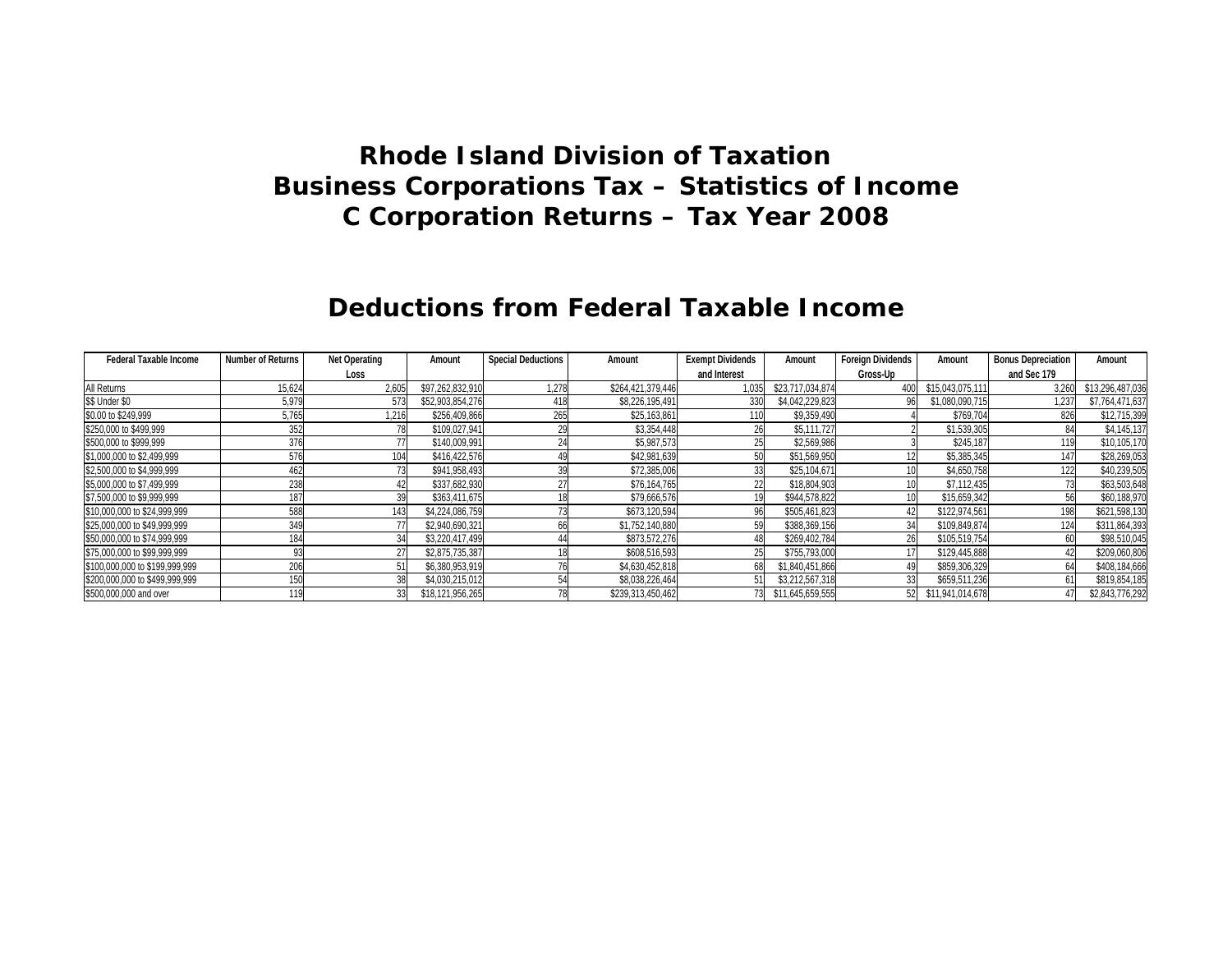# Rhode Island Division of Taxation
# Business Corporations Tax – Statistics of Income
# C Corporation Returns – Tax Year 2008

## Deductions from Federal Taxable Income

| Federal Taxable Income | Number of Returns | Net Operating Loss | Amount | Special Deductions | Amount | Exempt Dividends and Interest | Amount | Foreign Dividends Gross-Up | Amount | Bonus Depreciation and Sec 179 | Amount |
|---|---|---|---|---|---|---|---|---|---|---|---|
| All Returns | 15,624 | 2,605 | $97,262,832,910 | 1,278 | $264,421,379,446 | 1,035 | $23,717,034,874 | 400 | $15,043,075,111 | 3,260 | $13,296,487,036 |
| $$ Under $0 | 5,979 | 573 | $52,903,854,276 | 418 | $8,226,195,491 | 330 | $4,042,229,823 | 96 | $1,080,090,715 | 1,237 | $7,764,471,637 |
| $0.00 to $249,999 | 5,765 | 1,216 | $256,409,866 | 265 | $25,163,861 | 110 | $9,359,490 | 4 | $769,704 | 826 | $12,715,399 |
| $250,000 to $499,999 | 352 | 78 | $109,027,941 | 29 | $3,354,448 | 26 | $5,111,727 | 2 | $1,539,305 | 84 | $4,145,137 |
| $500,000 to $999,999 | 376 | 77 | $140,009,991 | 24 | $5,987,573 | 25 | $2,569,986 | 3 | $245,187 | 119 | $10,105,170 |
| $1,000,000 to $2,499,999 | 576 | 104 | $416,422,576 | 49 | $42,981,639 | 50 | $51,569,950 | 12 | $5,385,345 | 147 | $28,269,053 |
| $2,500,000 to $4,999,999 | 462 | 73 | $941,958,493 | 39 | $72,385,006 | 33 | $25,104,671 | 10 | $4,650,758 | 122 | $40,239,505 |
| $5,000,000 to $7,499,999 | 238 | 42 | $337,682,930 | 27 | $76,164,765 | 22 | $18,804,903 | 10 | $7,112,435 | 73 | $63,503,648 |
| $7,500,000 to $9,999,999 | 187 | 39 | $363,411,675 | 18 | $79,666,576 | 19 | $944,578,822 | 10 | $15,659,342 | 56 | $60,188,970 |
| $10,000,000 to $24,999,999 | 588 | 143 | $4,224,086,759 | 73 | $673,120,594 | 96 | $505,461,823 | 42 | $122,974,561 | 198 | $621,598,130 |
| $25,000,000 to $49,999,999 | 349 | 77 | $2,940,690,321 | 66 | $1,752,140,880 | 59 | $388,369,156 | 34 | $109,849,874 | 124 | $311,864,393 |
| $50,000,000 to $74,999,999 | 184 | 34 | $3,220,417,499 | 44 | $873,572,276 | 48 | $269,402,784 | 26 | $105,519,754 | 60 | $98,510,045 |
| $75,000,000 to $99,999,999 | 93 | 27 | $2,875,735,387 | 18 | $608,516,593 | 25 | $755,793,000 | 17 | $129,445,888 | 42 | $209,060,806 |
| $100,000,000 to $199,999,999 | 206 | 51 | $6,380,953,919 | 76 | $4,630,452,818 | 68 | $1,840,451,866 | 49 | $859,306,329 | 64 | $408,184,666 |
| $200,000,000 to $499,999,999 | 150 | 38 | $4,030,215,012 | 54 | $8,038,226,464 | 51 | $3,212,567,318 | 33 | $659,511,236 | 61 | $819,854,185 |
| $500,000,000 and over | 119 | 33 | $18,121,956,265 | 78 | $239,313,450,462 | 73 | $11,645,659,555 | 52 | $11,941,014,678 | 47 | $2,843,776,292 |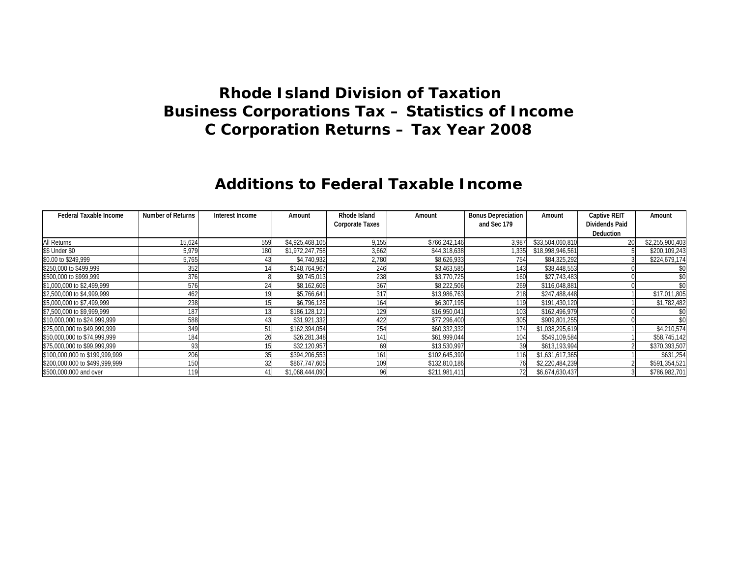# Rhode Island Division of Taxation
# Business Corporations Tax – Statistics of Income
# C Corporation Returns – Tax Year 2008

## Additions to Federal Taxable Income

| Federal Taxable Income | Number of Returns | Interest Income | Amount | Rhode Island Corporate Taxes | Amount | Bonus Depreciation and Sec 179 | Amount | Captive REIT Dividends Paid Deduction | Amount |
|---|---|---|---|---|---|---|---|---|---|
| All Returns | 15,624 | 559 | $4,925,468,105 | 9,155 | $766,242,146 | 3,987 | $33,504,060,810 | 20 | $2,255,900,403 |
| $$ Under $0 | 5,979 | 180 | $1,972,247,758 | 3,662 | $44,318,638 | 1,335 | $18,998,946,561 | 5 | $200,109,243 |
| $0.00 to $249,999 | 5,765 | 43 | $4,740,932 | 2,780 | $8,626,933 | 754 | $84,325,292 | 3 | $224,679,174 |
| $250,000 to $499,999 | 352 | 14 | $148,764,967 | 246 | $3,463,585 | 143 | $38,448,553 | 0 | $0 |
| $500,000 to $999,999 | 376 | 8 | $9,745,013 | 238 | $3,770,725 | 160 | $27,743,483 | 0 | $0 |
| $1,000,000 to $2,499,999 | 576 | 24 | $8,162,606 | 367 | $8,222,506 | 269 | $116,048,881 | 0 | $0 |
| $2,500,000 to $4,999,999 | 462 | 19 | $5,766,641 | 317 | $13,986,763 | 218 | $247,488,448 | 1 | $17,011,805 |
| $5,000,000 to $7,499,999 | 238 | 15 | $6,796,128 | 164 | $6,307,195 | 119 | $191,430,120 | 1 | $1,782,482 |
| $7,500,000 to $9,999,999 | 187 | 13 | $186,128,121 | 129 | $16,950,041 | 103 | $162,496,979 | 0 | $0 |
| $10,000,000 to $24,999,999 | 588 | 43 | $31,921,332 | 422 | $77,296,400 | 305 | $909,801,255 | 0 | $0 |
| $25,000,000 to $49,999,999 | 349 | 51 | $162,394,054 | 254 | $60,332,332 | 174 | $1,038,295,619 | 1 | $4,210,574 |
| $50,000,000 to $74,999,999 | 184 | 26 | $26,281,348 | 141 | $61,999,044 | 104 | $549,109,584 | 1 | $58,745,142 |
| $75,000,000 to $99,999,999 | 93 | 15 | $32,120,957 | 69 | $13,530,997 | 39 | $613,193,994 | 2 | $370,393,507 |
| $100,000,000 to $199,999,999 | 206 | 35 | $394,206,553 | 161 | $102,645,390 | 116 | $1,631,617,365 | 1 | $631,254 |
| $200,000,000 to $499,999,999 | 150 | 32 | $867,747,605 | 109 | $132,810,186 | 76 | $2,220,484,239 | 2 | $591,354,521 |
| $500,000,000 and over | 119 | 41 | $1,068,444,090 | 96 | $211,981,411 | 72 | $6,674,630,437 | 3 | $786,982,701 |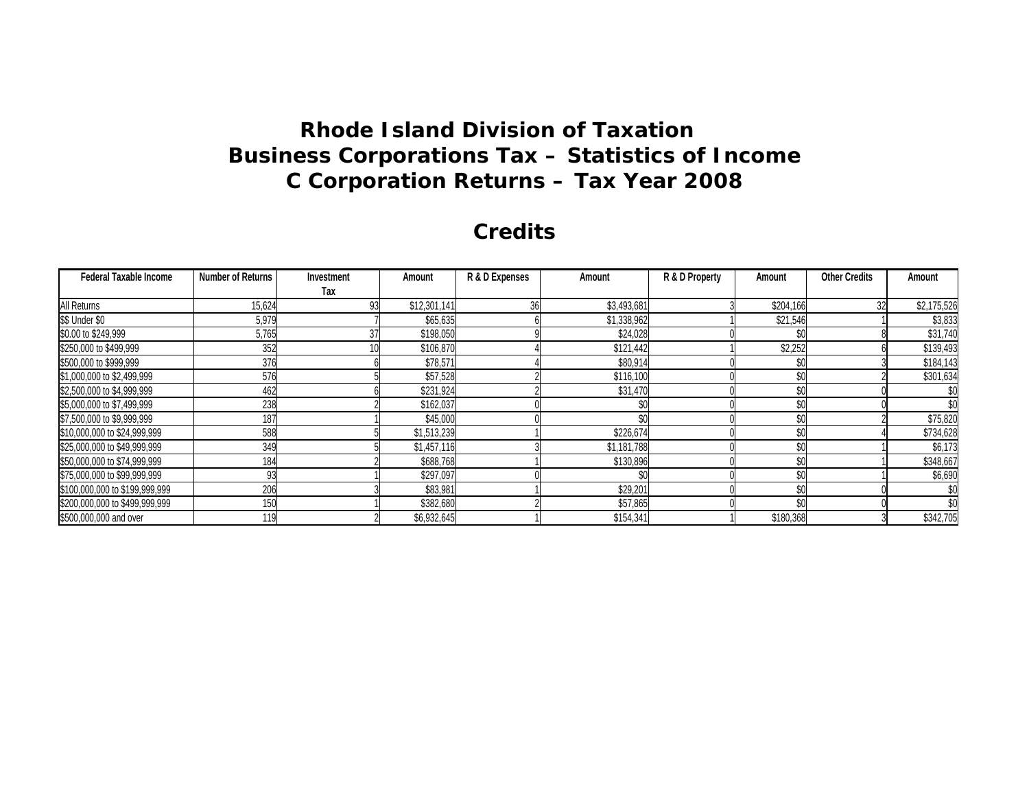# Rhode Island Division of Taxation
# Business Corporations Tax – Statistics of Income
# C Corporation Returns – Tax Year 2008

## Credits

| Federal Taxable Income | Number of Returns | Investment Tax | Amount | R & D Expenses | Amount | R & D Property | Amount | Other Credits | Amount |
|---|---|---|---|---|---|---|---|---|---|
| All Returns | 15,624 | 93 | $12,301,141 | 36 | $3,493,681 | 3 | $204,166 | 32 | $2,175,526 |
| $$ Under $0 | 5,979 | 7 | $65,635 | 6 | $1,338,962 | 1 | $21,546 | 1 | $3,833 |
| $0.00 to $249,999 | 5,765 | 37 | $198,050 | 9 | $24,028 | 0 | $0 | 8 | $31,740 |
| $250,000 to $499,999 | 352 | 10 | $106,870 | 4 | $121,442 | 1 | $2,252 | 6 | $139,493 |
| $500,000 to $999,999 | 376 | 6 | $78,571 | 4 | $80,914 | 0 | $0 | 3 | $184,143 |
| $1,000,000 to $2,499,999 | 576 | 5 | $57,528 | 2 | $116,100 | 0 | $0 | 2 | $301,634 |
| $2,500,000 to $4,999,999 | 462 | 6 | $231,924 | 2 | $31,470 | 0 | $0 | 0 | $0 |
| $5,000,000 to $7,499,999 | 238 | 2 | $162,037 | 0 | $0 | 0 | $0 | 0 | $0 |
| $7,500,000 to $9,999,999 | 187 | 1 | $45,000 | 0 | $0 | 0 | $0 | 2 | $75,820 |
| $10,000,000 to $24,999,999 | 588 | 5 | $1,513,239 | 1 | $226,674 | 0 | $0 | 4 | $734,628 |
| $25,000,000 to $49,999,999 | 349 | 5 | $1,457,116 | 3 | $1,181,788 | 0 | $0 | 1 | $6,173 |
| $50,000,000 to $74,999,999 | 184 | 2 | $688,768 | 1 | $130,896 | 0 | $0 | 1 | $348,667 |
| $75,000,000 to $99,999,999 | 93 | 1 | $297,097 | 0 | $0 | 0 | $0 | 1 | $6,690 |
| $100,000,000 to $199,999,999 | 206 | 3 | $83,981 | 1 | $29,201 | 0 | $0 | 0 | $0 |
| $200,000,000 to $499,999,999 | 150 | 1 | $382,680 | 2 | $57,865 | 0 | $0 | 0 | $0 |
| $500,000,000 and over | 119 | 2 | $6,932,645 | 1 | $154,341 | 1 | $180,368 | 3 | $342,705 |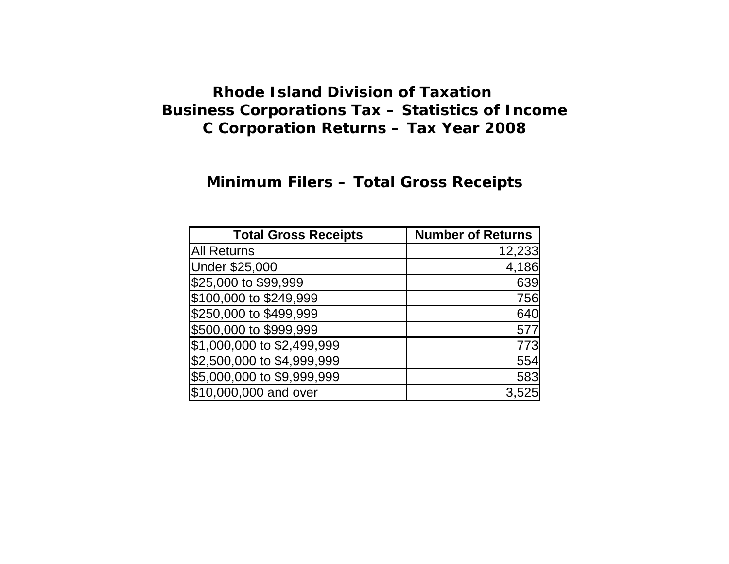# Rhode Island Division of Taxation
## Business Corporations Tax – Statistics of Income
## C Corporation Returns – Tax Year 2008

### Minimum Filers – Total Gross Receipts

| Total Gross Receipts | Number of Returns |
|---|---|
| All Returns | 12,233 |
| Under $25,000 | 4,186 |
| $25,000 to $99,999 | 639 |
| $100,000 to $249,999 | 756 |
| $250,000 to $499,999 | 640 |
| $500,000 to $999,999 | 577 |
| $1,000,000 to $2,499,999 | 773 |
| $2,500,000 to $4,999,999 | 554 |
| $5,000,000 to $9,999,999 | 583 |
| $10,000,000 and over | 3,525 |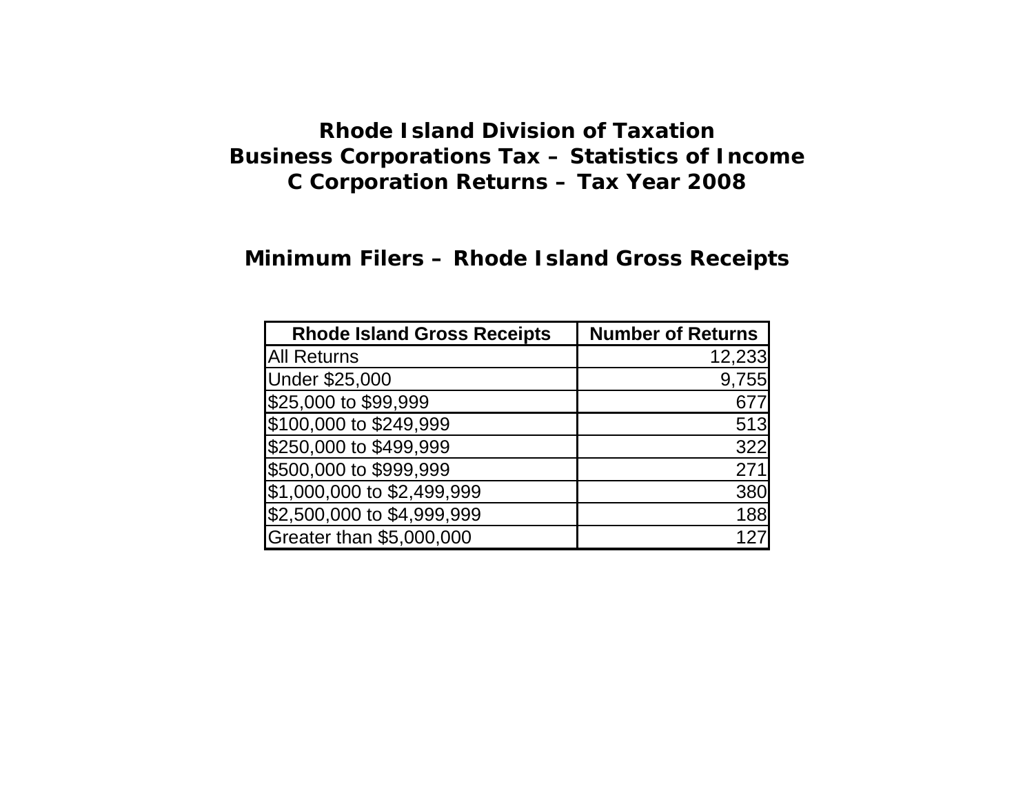# Rhode Island Division of Taxation
# Business Corporations Tax – Statistics of Income
# C Corporation Returns – Tax Year 2008

## Minimum Filers – Rhode Island Gross Receipts

| Rhode Island Gross Receipts | Number of Returns |
|---|---:|
| All Returns | 12,233 |
| Under $25,000 | 9,755 |
| $25,000 to $99,999 | 677 |
| $100,000 to $249,999 | 513 |
| $250,000 to $499,999 | 322 |
| $500,000 to $999,999 | 271 |
| $1,000,000 to $2,499,999 | 380 |
| $2,500,000 to $4,999,999 | 188 |
| Greater than $5,000,000 | 127 |